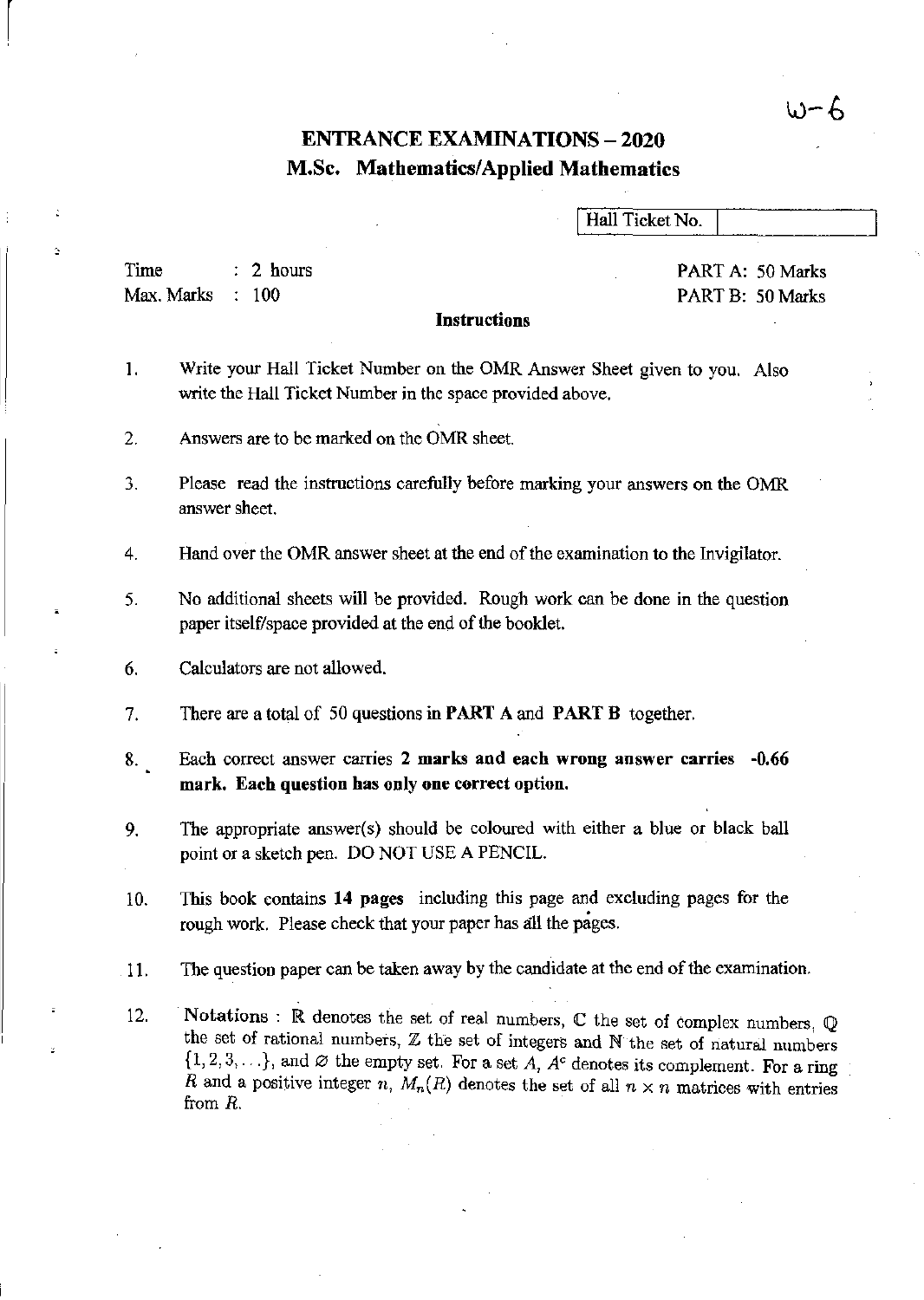W-6

# ENTRANCE EXAMINATIONS – 2020

## M.Sc. Mathematics/Applied Mathematics

| Hall Ticket No. | |
|---|---|

Time : 2 hours
Max. Marks : 100

PART A: 50 Marks
PART B: 50 Marks

### Instructions

1. Write your Hall Ticket Number on the OMR Answer Sheet given to you. Also write the Hall Ticket Number in the space provided above.

2. Answers are to be marked on the OMR sheet.

3. Please read the instructions carefully before marking your answers on the OMR answer sheet.

4. Hand over the OMR answer sheet at the end of the examination to the Invigilator.

5. No additional sheets will be provided. Rough work can be done in the question paper itself/space provided at the end of the booklet.

6. Calculators are not allowed.

7. There are a total of 50 questions in **PART A** and **PART B** together.

8. Each correct answer carries **2 marks and each wrong answer carries -0.66 mark. Each question has only one correct option.**

9. The appropriate answer(s) should be coloured with either a blue or black ball point or a sketch pen. DO NOT USE A PENCIL.

10. This book contains **14 pages** including this page and excluding pages for the rough work. Please check that your paper has all the pages.

11. The question paper can be taken away by the candidate at the end of the examination.

12. Notations : $\mathbb{R}$ denotes the set of real numbers, $\mathbb{C}$ the set of complex numbers, $\mathbb{Q}$ the set of rational numbers, $\mathbb{Z}$ the set of integers and $\mathbb{N}$ the set of natural numbers $\{1, 2, 3, \ldots\}$, and $\varnothing$ the empty set. For a set $A$, $A^c$ denotes its complement. For a ring $R$ and a positive integer $n$, $M_n(R)$ denotes the set of all $n \times n$ matrices with entries from $R$.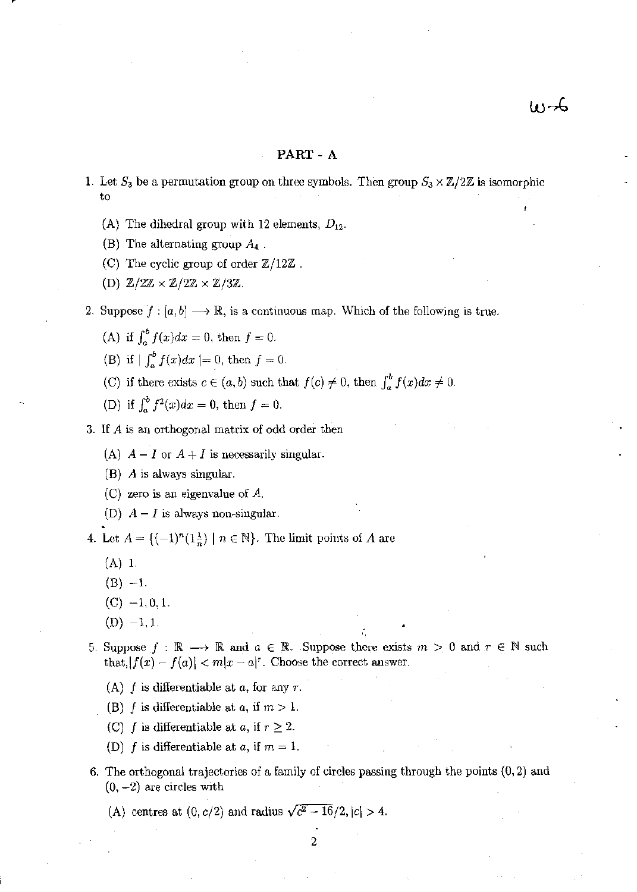## PART - A

1. Let $S_3$ be a permutation group on three symbols. Then group $S_3 \times \mathbb{Z}/2\mathbb{Z}$ is isomorphic to

   (A) The dihedral group with 12 elements, $D_{12}$.

   (B) The alternating group $A_4$ .

   (C) The cyclic group of order $\mathbb{Z}/12\mathbb{Z}$ .

   (D) $\mathbb{Z}/2\mathbb{Z} \times \mathbb{Z}/2\mathbb{Z} \times \mathbb{Z}/3\mathbb{Z}$.

2. Suppose $f : [a, b] \longrightarrow \mathbb{R}$, is a continuous map. Which of the following is true.

   (A) if $\int_a^b f(x)dx = 0$, then $f = 0$.

   (B) if $| \int_a^b f(x)dx |= 0$, then $f = 0$.

   (C) if there exists $c \in (a, b)$ such that $f(c) \neq 0$, then $\int_a^b f(x)dx \neq 0$.

   (D) if $\int_a^b f^2(x)dx = 0$, then $f = 0$.

3. If $A$ is an orthogonal matrix of odd order then

   (A) $A - I$ or $A + I$ is necessarily singular.

   (B) $A$ is always singular.

   (C) zero is an eigenvalue of $A$.

   (D) $A - I$ is always non-singular.

4. Let $A = \{(-1)^n(1\frac{1}{n}) \mid n \in \mathbb{N}\}$. The limit points of $A$ are

   (A) 1.

   (B) $-1$.

   (C) $-1, 0, 1$.

   (D) $-1, 1$.

5. Suppose $f : \mathbb{R} \longrightarrow \mathbb{R}$ and $a \in \mathbb{R}$. Suppose there exists $m > 0$ and $r \in \mathbb{N}$ such that, $|f(x) - f(a)| < m|x - a|^r$. Choose the correct answer.

   (A) $f$ is differentiable at $a$, for any $r$.

   (B) $f$ is differentiable at $a$, if $m > 1$.

   (C) $f$ is differentiable at $a$, if $r \geq 2$.

   (D) $f$ is differentiable at $a$, if $m = 1$.

6. The orthogonal trajectories of a family of circles passing through the points $(0, 2)$ and $(0, -2)$ are circles with

   (A) centres at $(0, c/2)$ and radius $\sqrt{c^2 - 16}/2, |c| > 4$.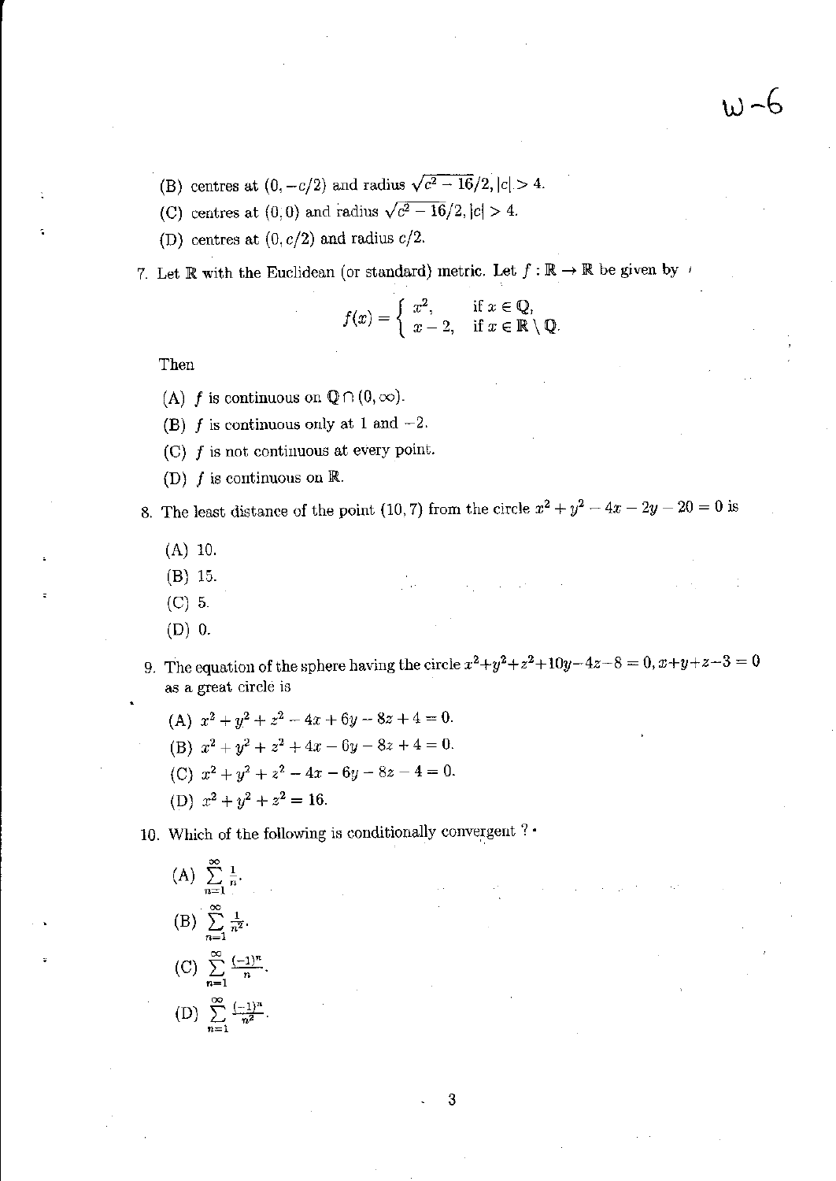(B) centres at $(0, -c/2)$ and radius $\sqrt{c^2 - 16}/2, |c| > 4$.

(C) centres at $(0, 0)$ and radius $\sqrt{c^2 - 16}/2, |c| > 4$.

(D) centres at $(0, c/2)$ and radius $c/2$.

7. Let $\mathbb{R}$ with the Euclidean (or standard) metric. Let $f : \mathbb{R} \to \mathbb{R}$ be given by

$$f(x) = \begin{cases} x^2, & \text{if } x \in \mathbb{Q}, \\ x - 2, & \text{if } x \in \mathbb{R} \setminus \mathbb{Q}. \end{cases}$$

Then

(A) $f$ is continuous on $\mathbb{Q} \cap (0, \infty)$.

(B) $f$ is continuous only at 1 and $-2$.

(C) $f$ is not continuous at every point.

(D) $f$ is continuous on $\mathbb{R}$.

8. The least distance of the point $(10, 7)$ from the circle $x^2 + y^2 - 4x - 2y - 20 = 0$ is

(A) 10.

(B) 15.

(C) 5.

(D) 0.

9. The equation of the sphere having the circle $x^2+y^2+z^2+10y-4z-8 = 0, x+y+z-3 = 0$ as a great circle is

(A) $x^2 + y^2 + z^2 - 4x + 6y - 8z + 4 = 0$.

(B) $x^2 + y^2 + z^2 + 4x - 6y - 8z + 4 = 0$.

(C) $x^2 + y^2 + z^2 - 4x - 6y - 8z - 4 = 0$.

(D) $x^2 + y^2 + z^2 = 16$.

10. Which of the following is conditionally convergent ?

(A) $\sum_{n=1}^{\infty} \frac{1}{n}$.

(B) $\sum_{n=1}^{\infty} \frac{1}{n^2}$.

(C) $\sum_{n=1}^{\infty} \frac{(-1)^n}{n}$.

(D) $\sum_{n=1}^{\infty} \frac{(-1)^n}{n^2}$.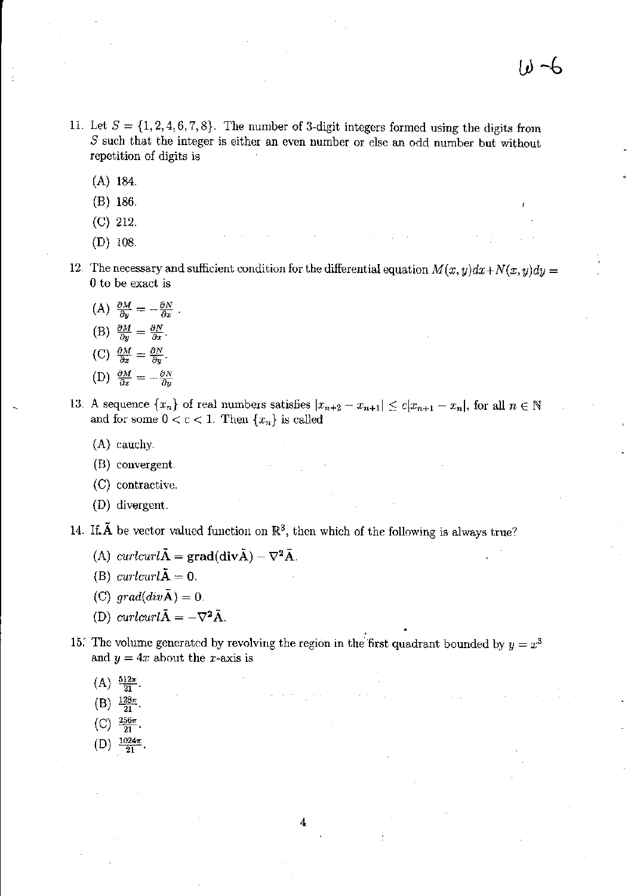11. Let $S = \{1, 2, 4, 6, 7, 8\}$. The number of 3-digit integers formed using the digits from $S$ such that the integer is either an even number or else an odd number but without repetition of digits is

    (A) 184.

    (B) 186.

    (C) 212.

    (D) 108.

12. The necessary and sufficient condition for the differential equation $M(x,y)dx + N(x,y)dy = 0$ to be exact is

    (A) $\frac{\partial M}{\partial y} = -\frac{\partial N}{\partial x}$.

    (B) $\frac{\partial M}{\partial y} = \frac{\partial N}{\partial x}$.

    (C) $\frac{\partial M}{\partial x} = \frac{\partial N}{\partial y}$.

    (D) $\frac{\partial M}{\partial x} = -\frac{\partial N}{\partial y}$

13. A sequence $\{x_n\}$ of real numbers satisfies $|x_{n+2} - x_{n+1}| \leq c|x_{n+1} - x_n|$, for all $n \in \mathbb{N}$ and for some $0 < c < 1$. Then $\{x_n\}$ is called

    (A) cauchy.

    (B) convergent.

    (C) contractive.

    (D) divergent.

14. If $\tilde{\mathbf{A}}$ be vector valued function on $\mathbb{R}^3$, then which of the following is always true?

    (A) $curlcurl\tilde{\mathbf{A}} = \mathbf{grad}(\mathbf{div}\tilde{\mathbf{A}}) - \nabla^2\tilde{\mathbf{A}}$.

    (B) $curlcurl\tilde{\mathbf{A}} = \mathbf{0}$.

    (C) $grad(div\tilde{\mathbf{A}}) = \mathbf{0}$.

    (D) $curlcurl\tilde{\mathbf{A}} = -\nabla^2\tilde{\mathbf{A}}$.

15. The volume generated by revolving the region in the first quadrant bounded by $y = x^3$ and $y = 4x$ about the $x$-axis is

    (A) $\frac{512\pi}{21}$.

    (B) $\frac{128\pi}{21}$.

    (C) $\frac{256\pi}{21}$.

    (D) $\frac{1024\pi}{21}$.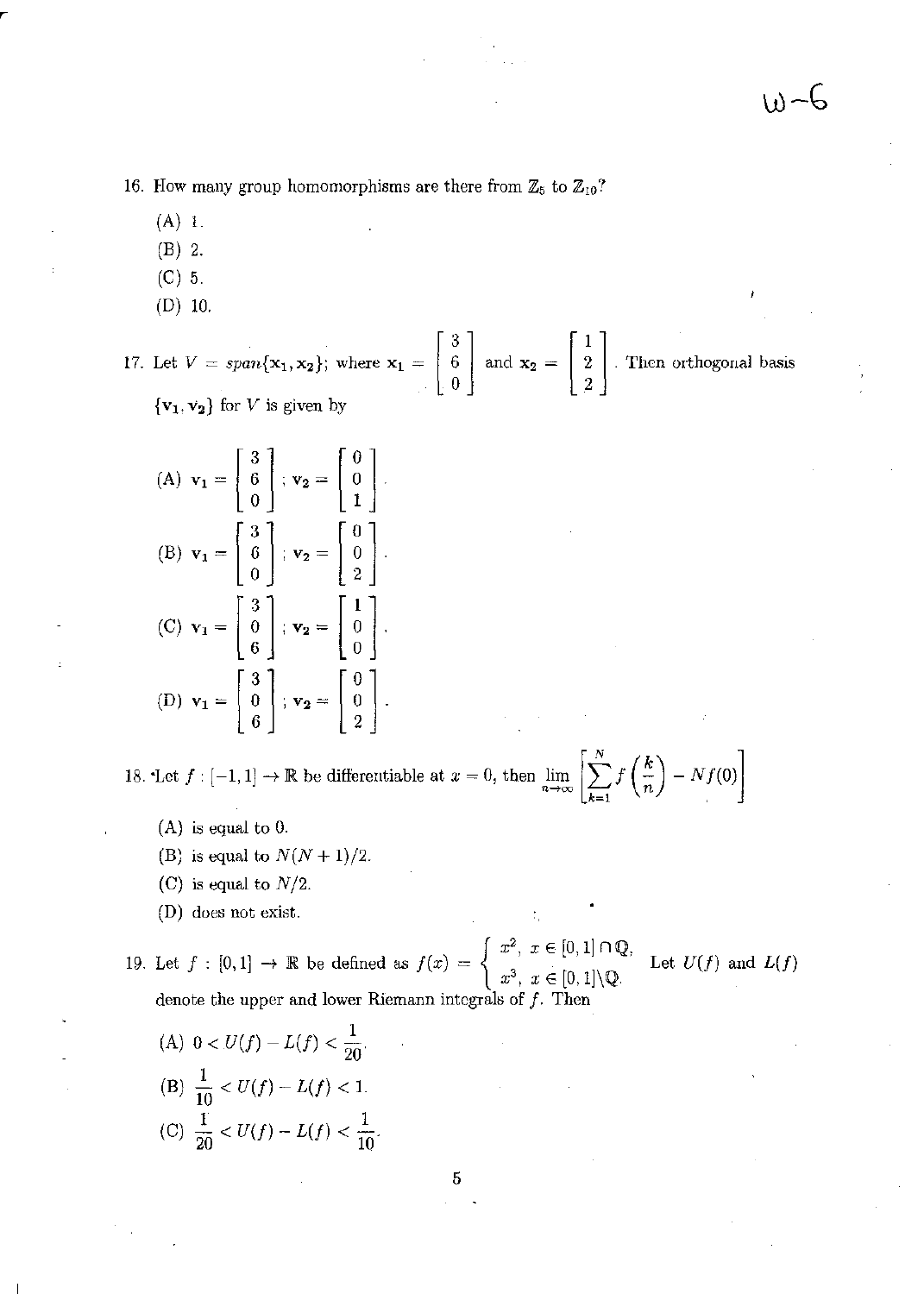16. How many group homomorphisms are there from $\mathbb{Z}_5$ to $\mathbb{Z}_{10}$?

(A) 1.

(B) 2.

(C) 5.

(D) 10.

17. Let $V = span\{\mathbf{x_1}, \mathbf{x_2}\}$; where $\mathbf{x_1} = \begin{bmatrix} 3 \\ 6 \\ 0 \end{bmatrix}$ and $\mathbf{x_2} = \begin{bmatrix} 1 \\ 2 \\ 2 \end{bmatrix}$. Then orthogonal basis $\{\mathbf{v_1}, \mathbf{v_2}\}$ for $V$ is given by

(A) $\mathbf{v_1} = \begin{bmatrix} 3 \\ 6 \\ 0 \end{bmatrix}$; $\mathbf{v_2} = \begin{bmatrix} 0 \\ 0 \\ 1 \end{bmatrix}$.

(B) $\mathbf{v_1} = \begin{bmatrix} 3 \\ 6 \\ 0 \end{bmatrix}$; $\mathbf{v_2} = \begin{bmatrix} 0 \\ 0 \\ 2 \end{bmatrix}$.

(C) $\mathbf{v_1} = \begin{bmatrix} 3 \\ 0 \\ 6 \end{bmatrix}$; $\mathbf{v_2} = \begin{bmatrix} 1 \\ 0 \\ 0 \end{bmatrix}$.

(D) $\mathbf{v_1} = \begin{bmatrix} 3 \\ 0 \\ 6 \end{bmatrix}$; $\mathbf{v_2} = \begin{bmatrix} 0 \\ 0 \\ 2 \end{bmatrix}$.

18. Let $f : [-1, 1] \to \mathbb{R}$ be differentiable at $x = 0$, then $\lim_{n\to\infty} \left[ \sum_{k=1}^{N} f\left(\frac{k}{n}\right) - Nf(0) \right]$

(A) is equal to 0.

(B) is equal to $N(N+1)/2$.

(C) is equal to $N/2$.

(D) does not exist.

19. Let $f : [0, 1] \to \mathbb{R}$ be defined as $f(x) = \begin{cases} x^2, & x \in [0, 1] \cap \mathbb{Q}, \\ x^3, & x \in [0, 1] \backslash \mathbb{Q}. \end{cases}$ Let $U(f)$ and $L(f)$ denote the upper and lower Riemann integrals of $f$. Then

(A) $0 < U(f) - L(f) < \frac{1}{20}$.

(B) $\frac{1}{10} < U(f) - L(f) < 1$.

(C) $\frac{1}{20} < U(f) - L(f) < \frac{1}{10}$.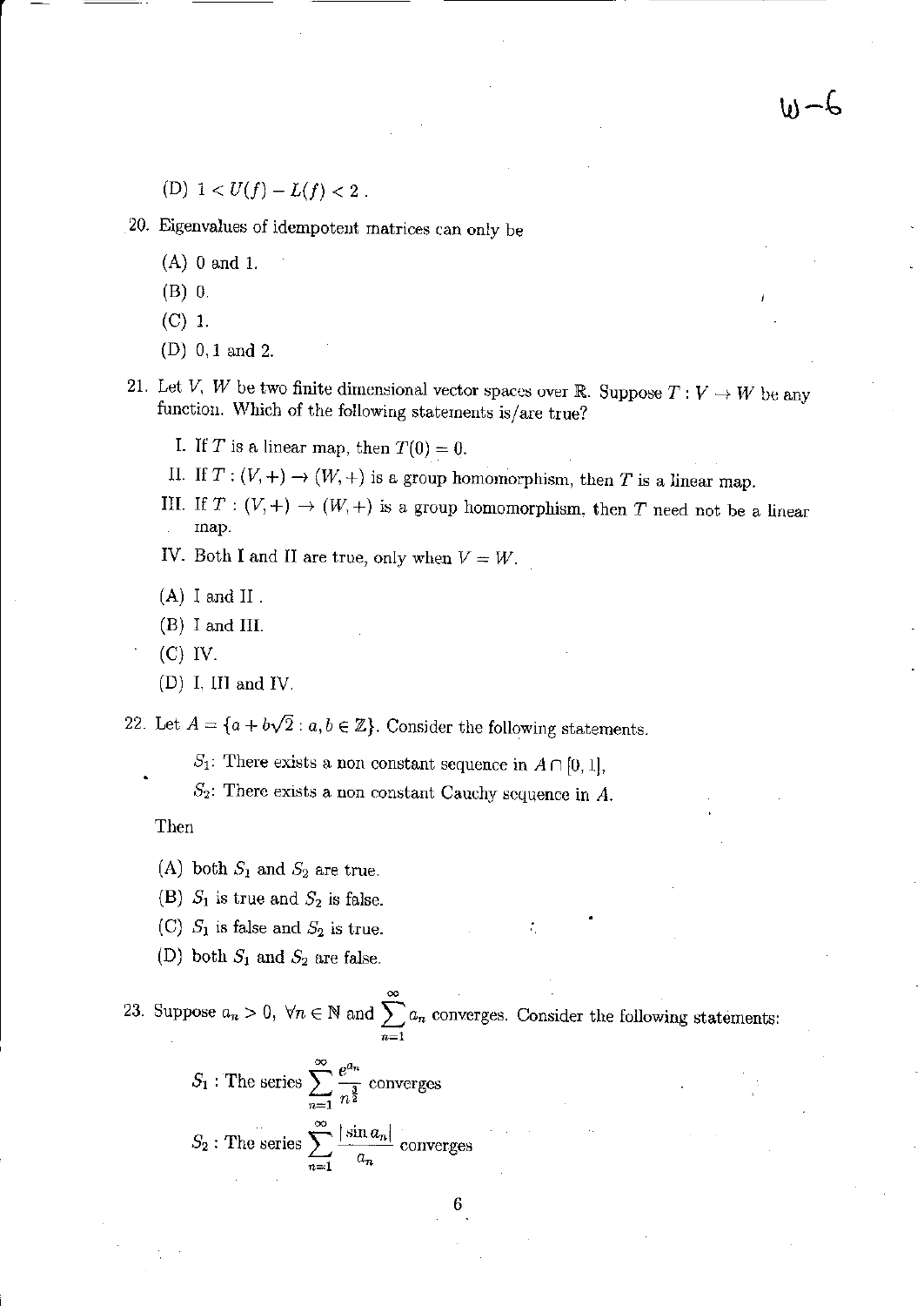(D) $1 < U(f) - L(f) < 2$ .

20. Eigenvalues of idempotent matrices can only be

    (A) 0 and 1.

    (B) 0.

    (C) 1.

    (D) 0, 1 and 2.

21. Let $V$, $W$ be two finite dimensional vector spaces over $\mathbb{R}$. Suppose $T : V \to W$ be any function. Which of the following statements is/are true?

    I. If $T$ is a linear map, then $T(0) = 0$.

    II. If $T : (V, +) \to (W, +)$ is a group homomorphism, then $T$ is a linear map.

    III. If $T : (V, +) \to (W, +)$ is a group homomorphism, then $T$ need not be a linear map.

    IV. Both I and II are true, only when $V = W$.

    (A) I and II .

    (B) I and III.

    (C) IV.

    (D) I, III and IV.

22. Let $A = \{a + b\sqrt{2} : a, b \in \mathbb{Z}\}$. Consider the following statements.

    $S_1$: There exists a non constant sequence in $A \cap [0, 1]$,

    $S_2$: There exists a non constant Cauchy sequence in $A$.

    Then

    (A) both $S_1$ and $S_2$ are true.

    (B) $S_1$ is true and $S_2$ is false.

    (C) $S_1$ is false and $S_2$ is true.

    (D) both $S_1$ and $S_2$ are false.

23. Suppose $a_n > 0$, $\forall n \in \mathbb{N}$ and $\sum_{n=1}^{\infty} a_n$ converges. Consider the following statements:

    $S_1$ : The series $\sum_{n=1}^{\infty} \frac{e^{a_n}}{n^{\frac{3}{2}}}$ converges

    $S_2$ : The series $\sum_{n=1}^{\infty} \frac{|\sin a_n|}{a_n}$ converges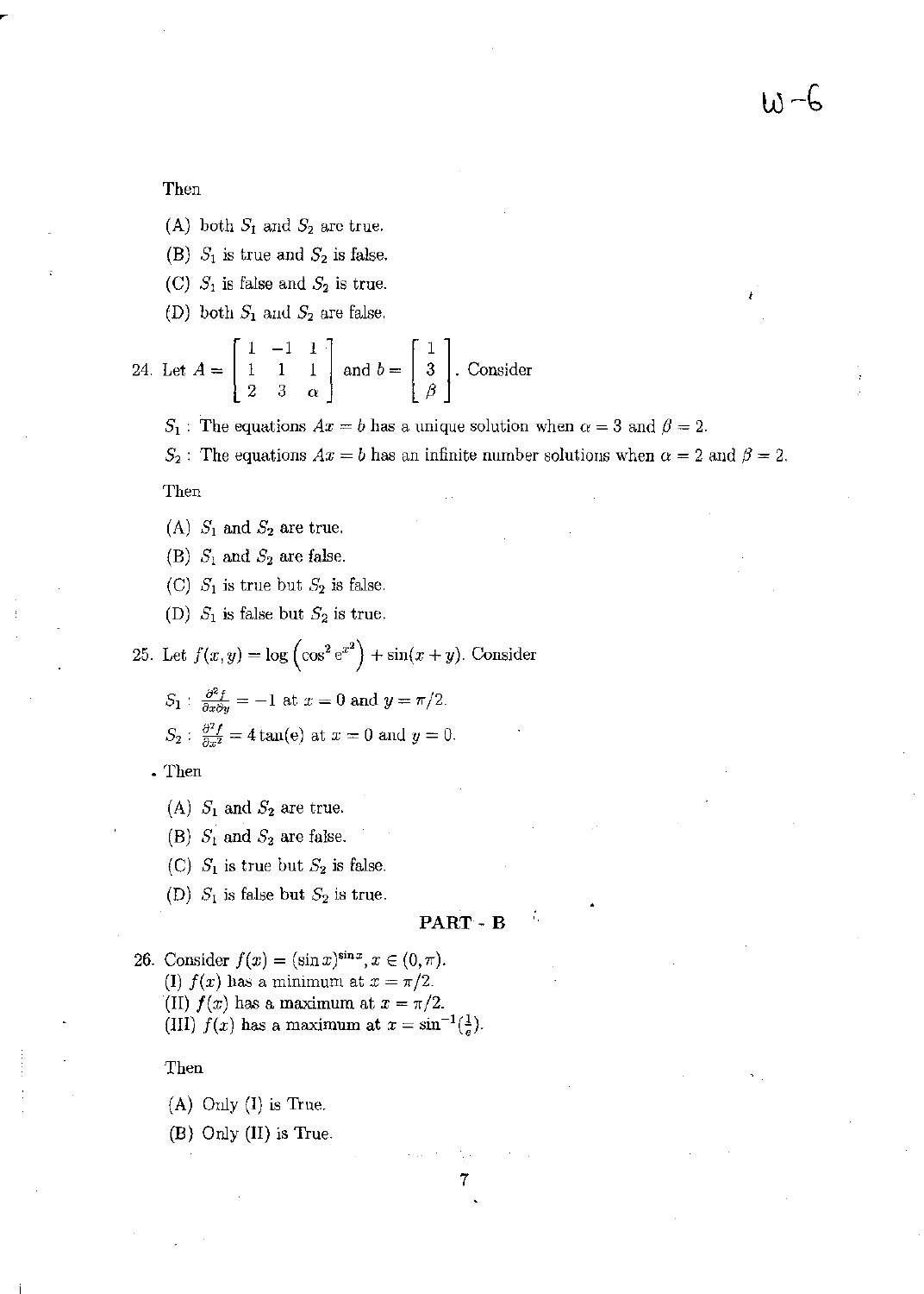Then

(A) both $S_1$ and $S_2$ are true.

(B) $S_1$ is true and $S_2$ is false.

(C) $S_1$ is false and $S_2$ is true.

(D) both $S_1$ and $S_2$ are false.

24. Let $A = \begin{bmatrix} 1 & -1 & 1 \\ 1 & 1 & 1 \\ 2 & 3 & \alpha \end{bmatrix}$ and $b = \begin{bmatrix} 1 \\ 3 \\ \beta \end{bmatrix}$. Consider

$S_1$ : The equations $Ax = b$ has a unique solution when $\alpha = 3$ and $\beta = 2$.

$S_2$ : The equations $Ax = b$ has an infinite number solutions when $\alpha = 2$ and $\beta = 2$.

Then

(A) $S_1$ and $S_2$ are true.

(B) $S_1$ and $S_2$ are false.

(C) $S_1$ is true but $S_2$ is false.

(D) $S_1$ is false but $S_2$ is true.

25. Let $f(x,y) = \log\left(\cos^2 e^{x^2}\right) + \sin(x+y)$. Consider

$S_1$ : $\frac{\partial^2 f}{\partial x \partial y} = -1$ at $x = 0$ and $y = \pi/2$.

$S_2$ : $\frac{\partial^2 f}{\partial x^2} = 4\tan(e)$ at $x = 0$ and $y = 0$.

Then

(A) $S_1$ and $S_2$ are true.

(B) $S_1$ and $S_2$ are false.

(C) $S_1$ is true but $S_2$ is false.

(D) $S_1$ is false but $S_2$ is true.

## PART - B

26. Consider $f(x) = (\sin x)^{\sin x}, x \in (0, \pi)$.

(I) $f(x)$ has a minimum at $x = \pi/2$.

(II) $f(x)$ has a maximum at $x = \pi/2$.

(III) $f(x)$ has a maximum at $x = \sin^{-1}(\frac{1}{e})$.

Then

(A) Only (I) is True.

(B) Only (II) is True.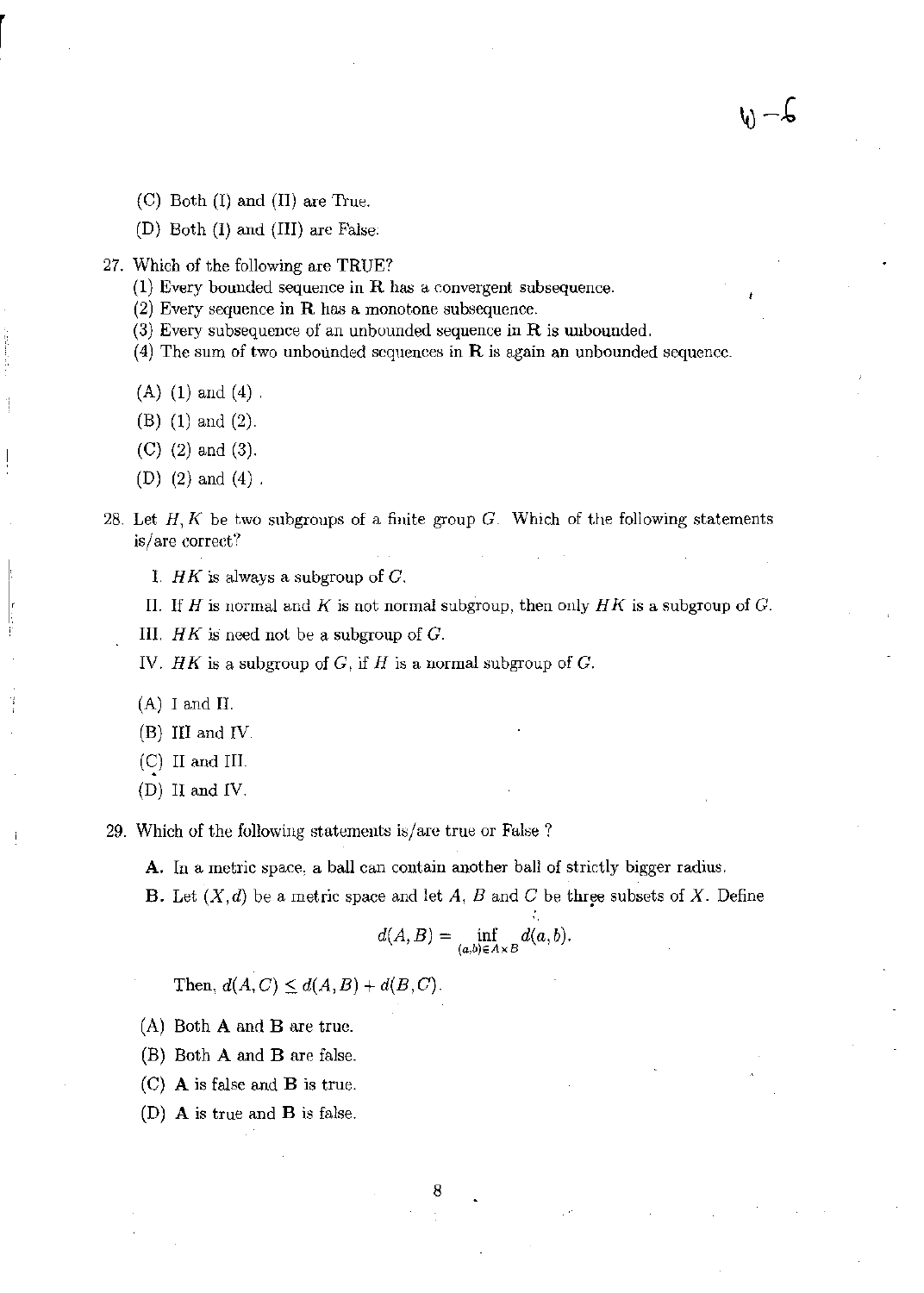(C) Both (I) and (II) are True.

(D) Both (I) and (III) are False.

27. Which of the following are TRUE?

    (1) Every bounded sequence in $\mathbf{R}$ has a convergent subsequence.

    (2) Every sequence in $\mathbf{R}$ has a monotone subsequence.

    (3) Every subsequence of an unbounded sequence in $\mathbf{R}$ is unbounded.

    (4) The sum of two unbounded sequences in $\mathbf{R}$ is again an unbounded sequence.

    (A) (1) and (4).

    (B) (1) and (2).

    (C) (2) and (3).

    (D) (2) and (4).

28. Let $H, K$ be two subgroups of a finite group $G$. Which of the following statements is/are correct?

    I. $HK$ is always a subgroup of $G$.

    II. If $H$ is normal and $K$ is not normal subgroup, then only $HK$ is a subgroup of $G$.

    III. $HK$ is need not be a subgroup of $G$.

    IV. $HK$ is a subgroup of $G$, if $H$ is a normal subgroup of $G$.

    (A) I and II.

    (B) III and IV.

    (C) II and III.

    (D) II and IV.

29. Which of the following statements is/are true or False ?

    **A.** In a metric space, a ball can contain another ball of strictly bigger radius.

    **B.** Let $(X, d)$ be a metric space and let $A$, $B$ and $C$ be three subsets of $X$. Define

    $$d(A, B) = \inf_{(a,b) \in A \times B} d(a, b).$$

    Then, $d(A, C) \leq d(A, B) + d(B, C)$.

    (A) Both **A** and **B** are true.

    (B) Both **A** and **B** are false.

    (C) **A** is false and **B** is true.

    (D) **A** is true and **B** is false.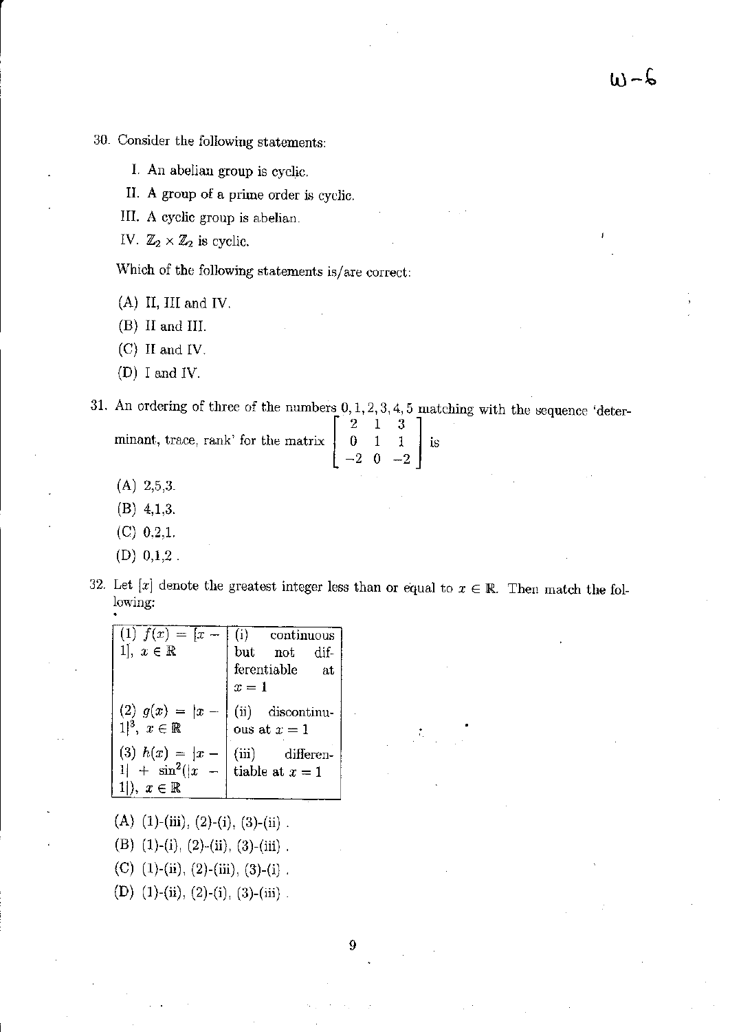W-6

30. Consider the following statements:

    I. An abelian group is cyclic.

    II. A group of a prime order is cyclic.

    III. A cyclic group is abelian.

    IV. $\mathbb{Z}_2 \times \mathbb{Z}_2$ is cyclic.

    Which of the following statements is/are correct:

    (A) II, III and IV.

    (B) II and III.

    (C) II and IV.

    (D) I and IV.

31. An ordering of three of the numbers $0, 1, 2, 3, 4, 5$ matching with the sequence 'determinant, trace, rank' for the matrix $\begin{bmatrix} 2 & 1 & 3 \\ 0 & 1 & 1 \\ -2 & 0 & -2 \end{bmatrix}$ is

    (A) 2,5,3.

    (B) 4,1,3.

    (C) 0,2,1.

    (D) 0,1,2 .

32. Let $[x]$ denote the greatest integer less than or equal to $x \in \mathbb{R}$. Then match the following:

| | |
|---|---|
| (1) $f(x) = [x - 1]$, $x \in \mathbb{R}$ | (i) continuous but not differentiable at $x = 1$ |
| (2) $g(x) = \lvert x - 1\rvert^3$, $x \in \mathbb{R}$ | (ii) discontinuous at $x = 1$ |
| (3) $h(x) = \lvert x - 1\rvert + \sin^2(\lvert x - 1\rvert)$, $x \in \mathbb{R}$ | (iii) differentiable at $x = 1$ |

    (A) (1)-(iii), (2)-(i), (3)-(ii) .

    (B) (1)-(i), (2)-(ii), (3)-(iii) .

    (C) (1)-(ii), (2)-(iii), (3)-(i) .

    (D) (1)-(ii), (2)-(i), (3)-(iii) .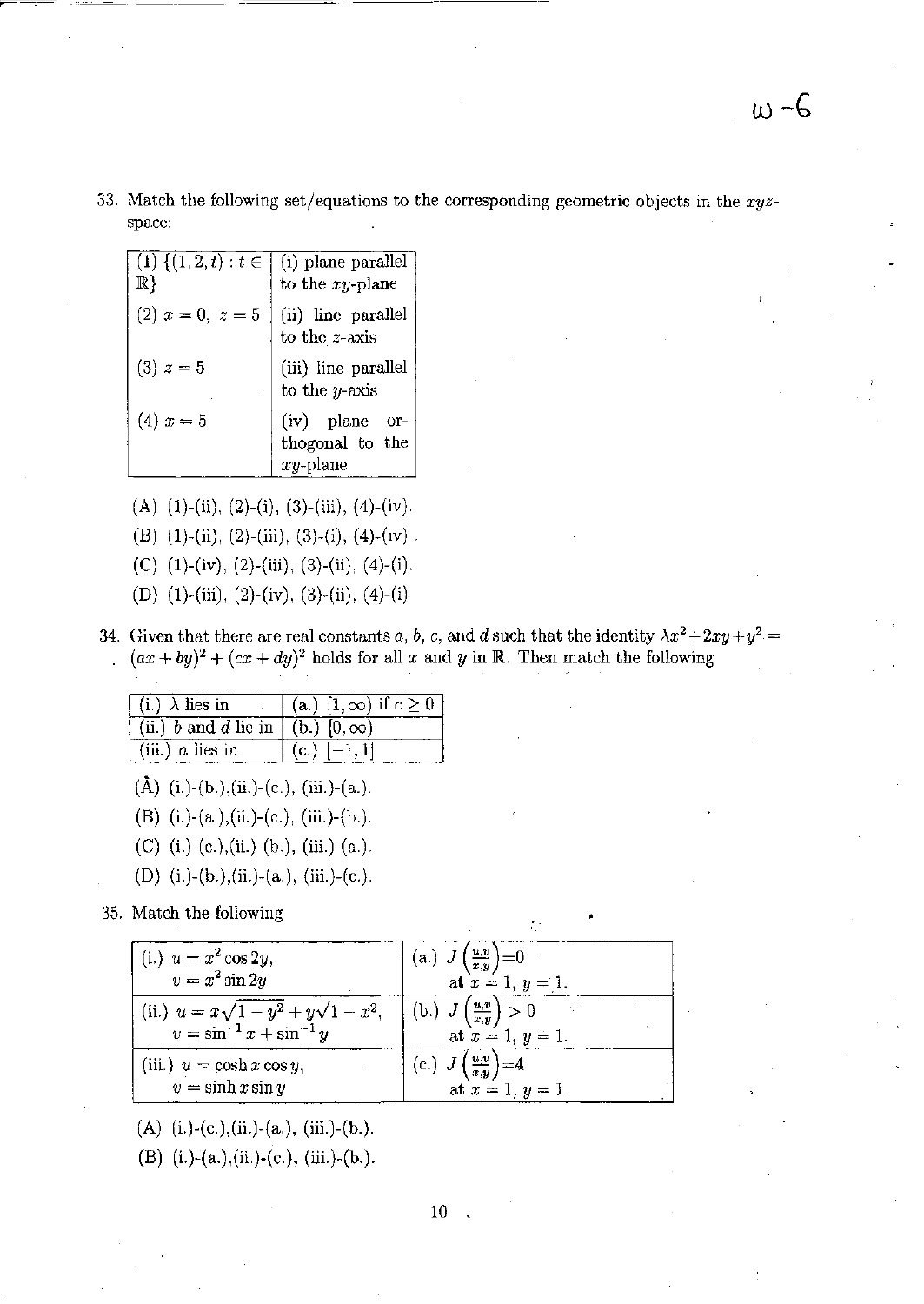33. Match the following set/equations to the corresponding geometric objects in the $xyz$-space:

| | |
|---|---|
| (1) $\{(1,2,t) : t \in \mathbb{R}\}$ | (i) plane parallel to the $xy$-plane |
| (2) $x = 0,\ z = 5$ | (ii) line parallel to the $z$-axis |
| (3) $z = 5$ | (iii) line parallel to the $y$-axis |
| (4) $x = 5$ | (iv) plane orthogonal to the $xy$-plane |

(A) (1)-(ii), (2)-(i), (3)-(iii), (4)-(iv).

(B) (1)-(ii), (2)-(iii), (3)-(i), (4)-(iv).

(C) (1)-(iv), (2)-(iii), (3)-(ii), (4)-(i).

(D) (1)-(iii), (2)-(iv), (3)-(ii), (4)-(i)

34. Given that there are real constants $a$, $b$, $c$, and $d$ such that the identity $\lambda x^2 + 2xy + y^2 = (ax+by)^2 + (cx+dy)^2$ holds for all $x$ and $y$ in $\mathbb{R}$. Then match the following

| | |
|---|---|
| (i.) $\lambda$ lies in | (a.) $[1, \infty)$ if $c \geq 0$ |
| (ii.) $b$ and $d$ lie in | (b.) $[0, \infty)$ |
| (iii.) $a$ lies in | (c.) $[-1, 1]$ |

(A) (i.)-(b.),(ii.)-(c.), (iii.)-(a.).

(B) (i.)-(a.),(ii.)-(c.), (iii.)-(b.).

(C) (i.)-(c.),(ii.)-(b.), (iii.)-(a.).

(D) (i.)-(b.),(ii.)-(a.), (iii.)-(c.).

35. Match the following

| | |
|---|---|
| (i.) $u = x^2 \cos 2y$, $v = x^2 \sin 2y$ | (a.) $J\left(\frac{u,v}{x,y}\right) = 0$ at $x = 1, y = 1$. |
| (ii.) $u = x\sqrt{1-y^2} + y\sqrt{1-x^2}$, $v = \sin^{-1} x + \sin^{-1} y$ | (b.) $J\left(\frac{u,v}{x,y}\right) > 0$ at $x = 1, y = 1$. |
| (iii.) $u = \cosh x \cos y$, $v = \sinh x \sin y$ | (c.) $J\left(\frac{u,v}{x,y}\right) = 4$ at $x = 1, y = 1$. |

(A) (i.)-(c.),(ii.)-(a.), (iii.)-(b.).

(B) (i.)-(a.),(ii.)-(c.), (iii.)-(b.).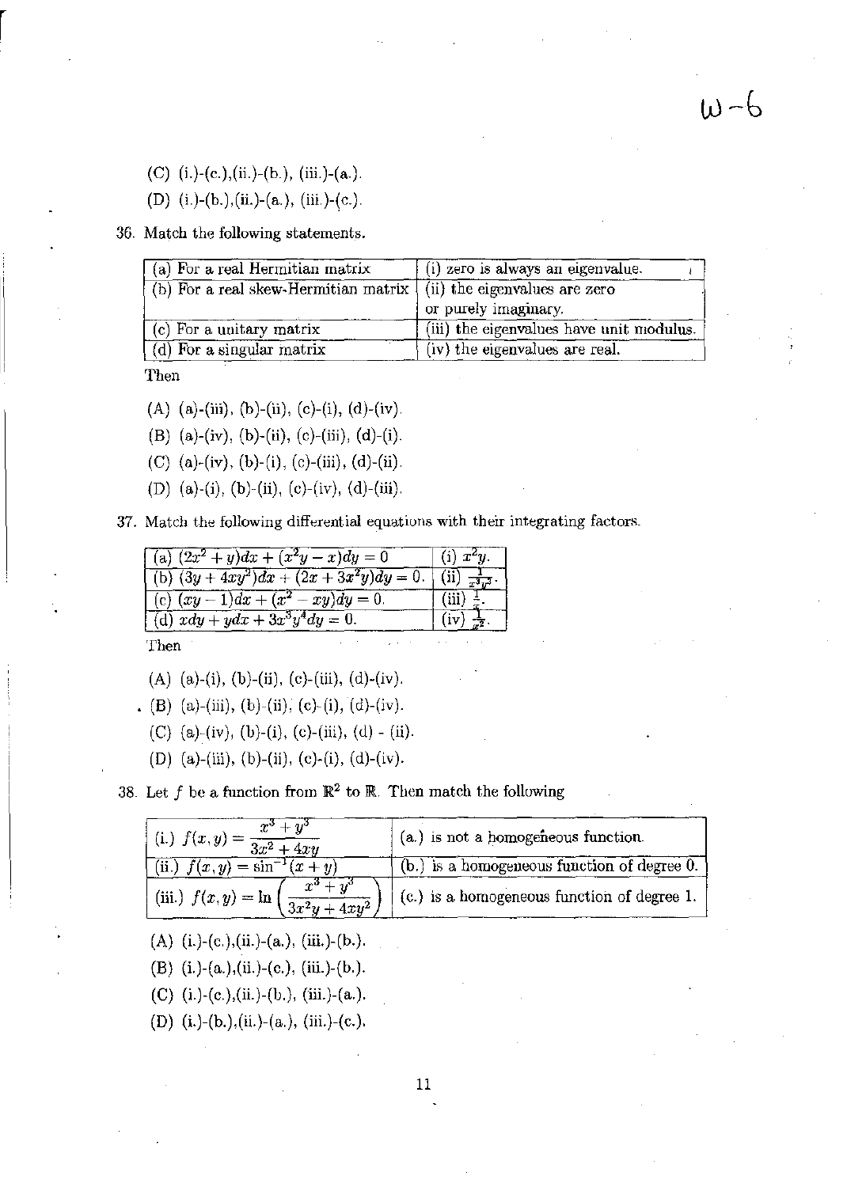(C) (i.)-(c.),(ii.)-(b.), (iii.)-(a.).

(D) (i.)-(b.),(ii.)-(a.), (iii.)-(c.).

36. Match the following statements.

| (a) For a real Hermitian matrix | (i) zero is always an eigenvalue. |
|---|---|
| (b) For a real skew-Hermitian matrix | (ii) the eigenvalues are zero or purely imaginary. |
| (c) For a unitary matrix | (iii) the eigenvalues have unit modulus. |
| (d) For a singular matrix | (iv) the eigenvalues are real. |

Then

(A) (a)-(iii), (b)-(ii), (c)-(i), (d)-(iv).

(B) (a)-(iv), (b)-(ii), (c)-(iii), (d)-(i).

(C) (a)-(iv), (b)-(i), (c)-(iii), (d)-(ii).

(D) (a)-(i), (b)-(ii), (c)-(iv), (d)-(iii).

37. Match the following differential equations with their integrating factors.

| (a) $(2x^2+y)dx+(x^2y-x)dy=0$ | (i) $x^2y$. |
|---|---|
| (b) $(3y+4xy^2)dx+(2x+3x^2y)dy=0$. | (ii) $\frac{1}{x^3y^3}$. |
| (c) $(xy-1)dx+(x^2-xy)dy=0$. | (iii) $\frac{1}{x}$. |
| (d) $xdy+ydx+3x^3y^4dy=0$. | (iv) $\frac{1}{x^2}$. |

Then

(A) (a)-(i), (b)-(ii), (c)-(iii), (d)-(iv).

(B) (a)-(iii), (b)-(ii), (c)-(i), (d)-(iv).

(C) (a)-(iv), (b)-(i), (c)-(iii), (d) - (ii).

(D) (a)-(iii), (b)-(ii), (c)-(i), (d)-(iv).

38. Let $f$ be a function from $\mathbb{R}^2$ to $\mathbb{R}$. Then match the following

| (i.) $f(x,y)=\dfrac{x^3+y^3}{3x^2+4xy}$ | (a.) is not a homogeneous function. |
|---|---|
| (ii.) $f(x,y)=\sin^{-1}(x+y)$ | (b.) is a homogeneous function of degree 0. |
| (iii.) $f(x,y)=\ln\left(\dfrac{x^3+y^3}{3x^2y+4xy^2}\right)$ | (c.) is a homogeneous function of degree 1. |

(A) (i.)-(c.),(ii.)-(a.), (iii.)-(b.).

(B) (i.)-(a.),(ii.)-(c.), (iii.)-(b.).

(C) (i.)-(c.),(ii.)-(b.), (iii.)-(a.).

(D) (i.)-(b.),(ii.)-(a.), (iii.)-(c.).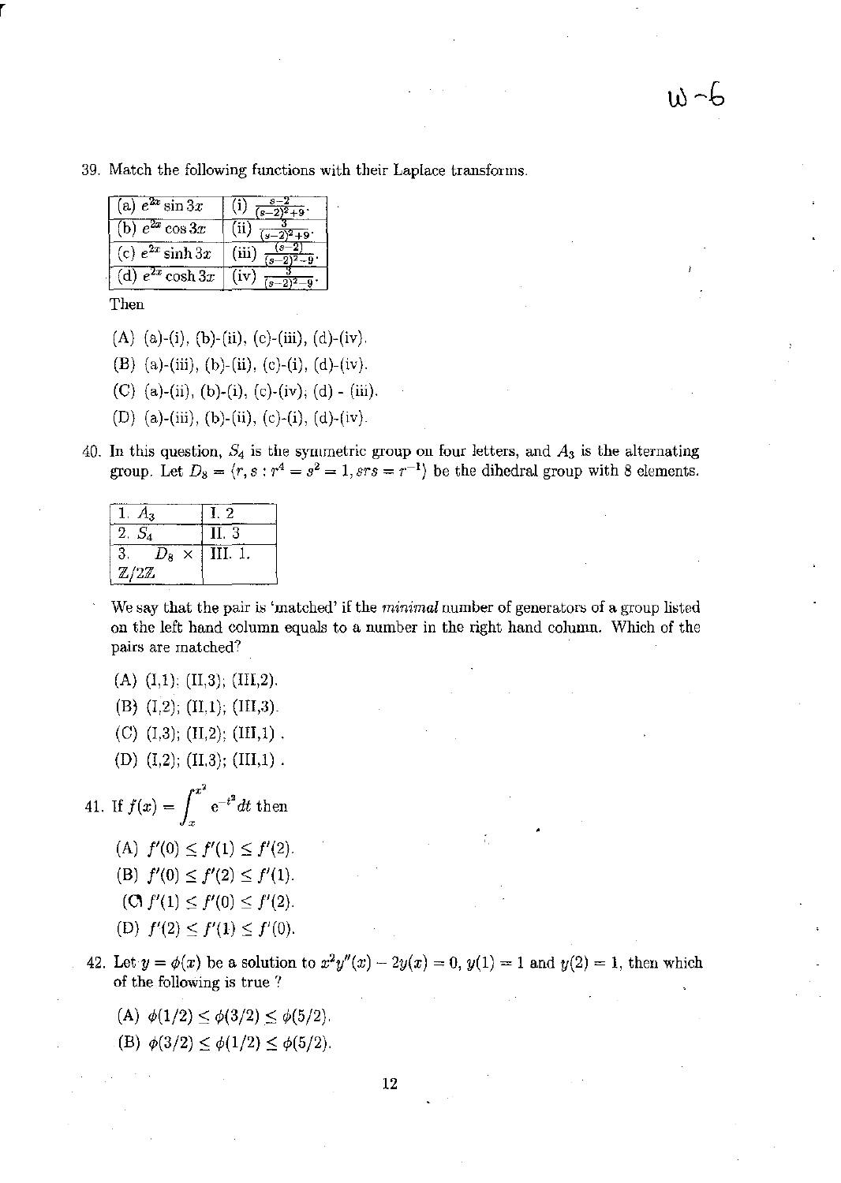39. Match the following functions with their Laplace transforms.

| | |
|---|---|
| (a) $e^{2x}\sin 3x$ | (i) $\frac{s-2}{(s-2)^2+9}$. |
| (b) $e^{2x}\cos 3x$ | (ii) $\frac{3}{(s-2)^2+9}$. |
| (c) $e^{2x}\sinh 3x$ | (iii) $\frac{(s-2)}{(s-2)^2-9}$. |
| (d) $e^{2x}\cosh 3x$ | (iv) $\frac{3}{(s-2)^2-9}$. |

Then

(A) (a)-(i), (b)-(ii), (c)-(iii), (d)-(iv).

(B) (a)-(iii), (b)-(ii), (c)-(i), (d)-(iv).

(C) (a)-(ii), (b)-(i), (c)-(iv), (d) - (iii).

(D) (a)-(iii), (b)-(ii), (c)-(i), (d)-(iv).

40. In this question, $S_4$ is the symmetric group on four letters, and $A_3$ is the alternating group. Let $D_8 = \langle r, s : r^4 = s^2 = 1, srs = r^{-1}\rangle$ be the dihedral group with 8 elements.

| | |
|---|---|
| 1. $A_3$ | I. 2 |
| 2. $S_4$ | II. 3 |
| 3. $D_8 \times \mathbb{Z}/2\mathbb{Z}$ | III. 1. |

We say that the pair is 'matched' if the *minimal* number of generators of a group listed on the left hand column equals to a number in the right hand column. Which of the pairs are matched?

(A) (I,1); (II,3); (III,2).

(B) (I,2); (II,1); (III,3).

(C) (I,3); (II,2); (III,1) .

(D) (I,2); (II,3); (III,1) .

41. If $f(x) = \int_x^{x^2} e^{-t^2}dt$ then

(A) $f'(0) \leq f'(1) \leq f'(2)$.

(B) $f'(0) \leq f'(2) \leq f'(1)$.

(C) $f'(1) \leq f'(0) \leq f'(2)$.

(D) $f'(2) \leq f'(1) \leq f'(0)$.

42. Let $y = \phi(x)$ be a solution to $x^2y''(x) - 2y(x) = 0$, $y(1) = 1$ and $y(2) = 1$, then which of the following is true ?

(A) $\phi(1/2) \leq \phi(3/2) \leq \phi(5/2)$.

(B) $\phi(3/2) \leq \phi(1/2) \leq \phi(5/2)$.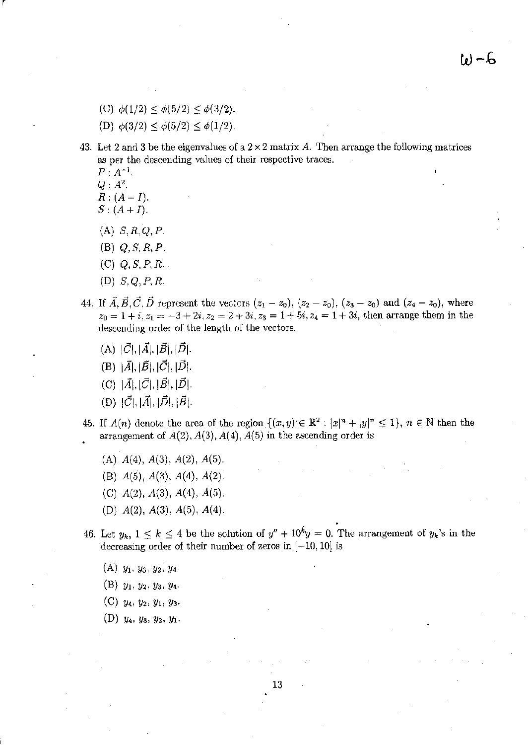(C) $\phi(1/2) \leq \phi(5/2) \leq \phi(3/2)$.

(D) $\phi(3/2) \leq \phi(5/2) \leq \phi(1/2)$.

43. Let 2 and 3 be the eigenvalues of a $2 \times 2$ matrix $A$. Then arrange the following matrices as per the descending values of their respective traces.
$P : A^{-1}$.
$Q : A^2$.
$R : (A - I)$.
$S : (A + I)$.

(A) $S, R, Q, P$.

(B) $Q, S, R, P$.

(C) $Q, S, P, R$.

(D) $S, Q, P, R$.

44. If $\vec{A}, \vec{B}, \vec{C}, \vec{D}$ represent the vectors $(z_1 - z_0)$, $(z_2 - z_0)$, $(z_3 - z_0)$ and $(z_4 - z_0)$, where $z_0 = 1 + i$, $z_1 = -3 + 2i$, $z_2 = 2 + 3i$, $z_3 = 1 + 5i$, $z_4 = 1 + 3i$, then arrange them in the descending order of the length of the vectors.

(A) $|\vec{C}|, |\vec{A}|, |\vec{B}|, |\vec{D}|$.

(B) $|\vec{A}|, |\vec{B}|, |\vec{C}|, |\vec{D}|$.

(C) $|\vec{A}|, |\vec{C}|, |\vec{B}|, |\vec{D}|$.

(D) $|\vec{C}|, |\vec{A}|, |\vec{D}|, |\vec{B}|$.

45. If $A(n)$ denote the area of the region $\{(x, y) \in \mathbb{R}^2 : |x|^n + |y|^n \leq 1\}$, $n \in \mathbb{N}$ then the arrangement of $A(2), A(3), A(4), A(5)$ in the ascending order is

(A) $A(4)$, $A(3)$, $A(2)$, $A(5)$.

(B) $A(5)$, $A(3)$, $A(4)$, $A(2)$.

(C) $A(2)$, $A(3)$, $A(4)$, $A(5)$.

(D) $A(2)$, $A(3)$, $A(5)$, $A(4)$.

46. Let $y_k$, $1 \leq k \leq 4$ be the solution of $y'' + 10^k y = 0$. The arrangement of $y_k$'s in the decreasing order of their number of zeros in $[-10, 10]$ is

(A) $y_1, y_3, y_2, y_4$.

(B) $y_1, y_2, y_3, y_4$.

(C) $y_4, y_2, y_1, y_3$.

(D) $y_4, y_3, y_2, y_1$.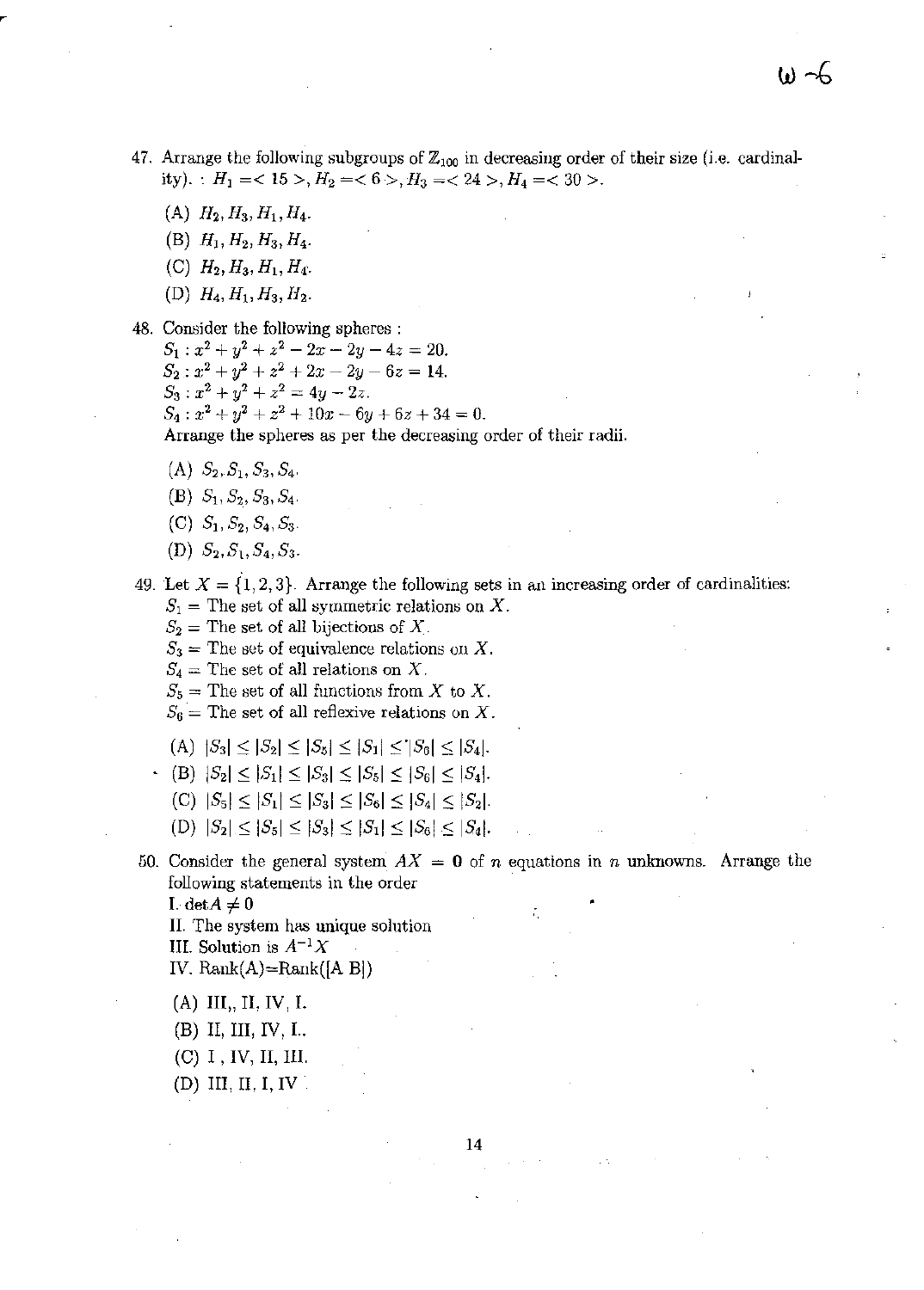W-6

47. Arrange the following subgroups of $\mathbb{Z}_{100}$ in decreasing order of their size (i.e. cardinality). : $H_1 =< 15 >, H_2 =< 6 >, H_3 =< 24 >, H_4 =< 30 >$.

    (A) $H_2, H_3, H_1, H_4$.

    (B) $H_1, H_2, H_3, H_4$.

    (C) $H_2, H_3, H_1, H_4$.

    (D) $H_4, H_1, H_3, H_2$.

48. Consider the following spheres :
    $S_1 : x^2 + y^2 + z^2 - 2x - 2y - 4z = 20$.
    $S_2 : x^2 + y^2 + z^2 + 2x - 2y - 6z = 14$.
    $S_3 : x^2 + y^2 + z^2 = 4y - 2z$.
    $S_4 : x^2 + y^2 + z^2 + 10x - 6y + 6z + 34 = 0$.
    Arrange the spheres as per the decreasing order of their radii.

    (A) $S_2, S_1, S_3, S_4$.

    (B) $S_1, S_2, S_3, S_4$.

    (C) $S_1, S_2, S_4, S_3$.

    (D) $S_2, S_1, S_4, S_3$.

49. Let $X = \{1, 2, 3\}$. Arrange the following sets in an increasing order of cardinalities:
    $S_1 =$ The set of all symmetric relations on $X$.
    $S_2 =$ The set of all bijections of $X$.
    $S_3 =$ The set of equivalence relations on $X$.
    $S_4 =$ The set of all relations on $X$.
    $S_5 =$ The set of all functions from $X$ to $X$.
    $S_6 =$ The set of all reflexive relations on $X$.

    (A) $|S_3| \leq |S_2| \leq |S_5| \leq |S_1| \leq |S_6| \leq |S_4|$.

    (B) $|S_2| \leq |S_1| \leq |S_3| \leq |S_5| \leq |S_6| \leq |S_4|$.

    (C) $|S_5| \leq |S_1| \leq |S_3| \leq |S_6| \leq |S_4| \leq |S_2|$.

    (D) $|S_2| \leq |S_5| \leq |S_3| \leq |S_1| \leq |S_6| \leq |S_4|$.

50. Consider the general system $AX = \mathbf{0}$ of $n$ equations in $n$ unknowns. Arrange the following statements in the order
    I. $\det A \neq 0$
    II. The system has unique solution
    III. Solution is $A^{-1}X$
    IV. Rank(A)=Rank([A B])

    (A) III,, II, IV, I.

    (B) II, III, IV, I..

    (C) I , IV, II, III.

    (D) III, II, I, IV